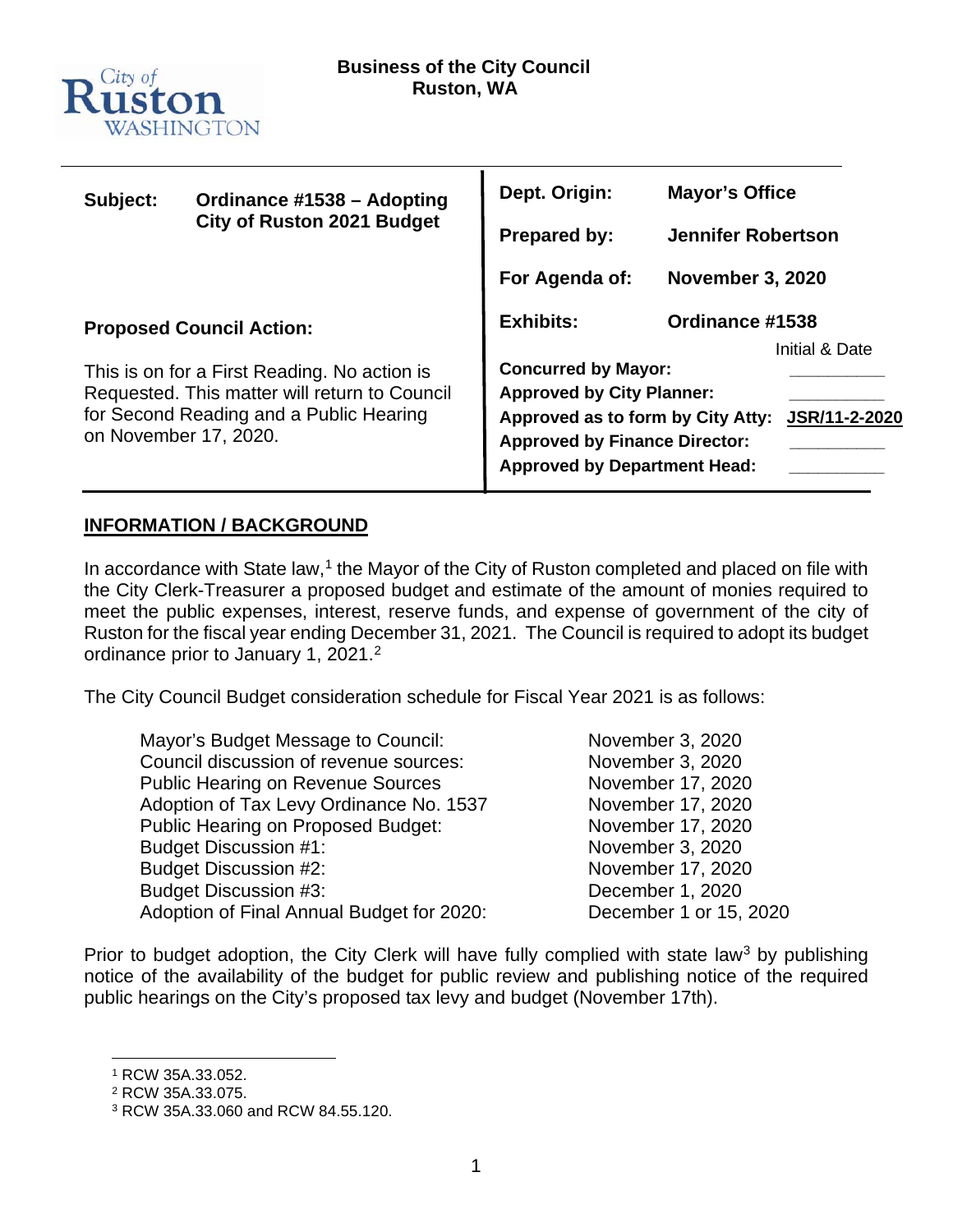City of Ruston WASHINGTON

**Business of the City Council**
**Ruston, WA**

| | |
|---|---|
| **Subject:** | **Ordinance #1538 – Adopting City of Ruston 2021 Budget** |
| **Dept. Origin:** | **Mayor's Office** |
| **Prepared by:** | **Jennifer Robertson** |
| **For Agenda of:** | **November 3, 2020** |
| **Exhibits:** | **Ordinance #1538** |

**Proposed Council Action:**

This is on for a First Reading. No action is Requested. This matter will return to Council for Second Reading and a Public Hearing on November 17, 2020.

| | Initial & Date |
|---|---|
| **Concurred by Mayor:** | __________ |
| **Approved by City Planner:** | __________ |
| **Approved as to form by City Atty:** | **JSR/11-2-2020** |
| **Approved by Finance Director:** | __________ |
| **Approved by Department Head:** | __________ |

## INFORMATION / BACKGROUND

In accordance with State law,[1] the Mayor of the City of Ruston completed and placed on file with the City Clerk-Treasurer a proposed budget and estimate of the amount of monies required to meet the public expenses, interest, reserve funds, and expense of government of the city of Ruston for the fiscal year ending December 31, 2021. The Council is required to adopt its budget ordinance prior to January 1, 2021.[2]

The City Council Budget consideration schedule for Fiscal Year 2021 is as follows:

| | |
|---|---|
| Mayor's Budget Message to Council: | November 3, 2020 |
| Council discussion of revenue sources: | November 3, 2020 |
| Public Hearing on Revenue Sources | November 17, 2020 |
| Adoption of Tax Levy Ordinance No. 1537 | November 17, 2020 |
| Public Hearing on Proposed Budget: | November 17, 2020 |
| Budget Discussion #1: | November 3, 2020 |
| Budget Discussion #2: | November 17, 2020 |
| Budget Discussion #3: | December 1, 2020 |
| Adoption of Final Annual Budget for 2020: | December 1 or 15, 2020 |

Prior to budget adoption, the City Clerk will have fully complied with state law[3] by publishing notice of the availability of the budget for public review and publishing notice of the required public hearings on the City's proposed tax levy and budget (November 17th).

[1] RCW 35A.33.052.
[2] RCW 35A.33.075.
[3] RCW 35A.33.060 and RCW 84.55.120.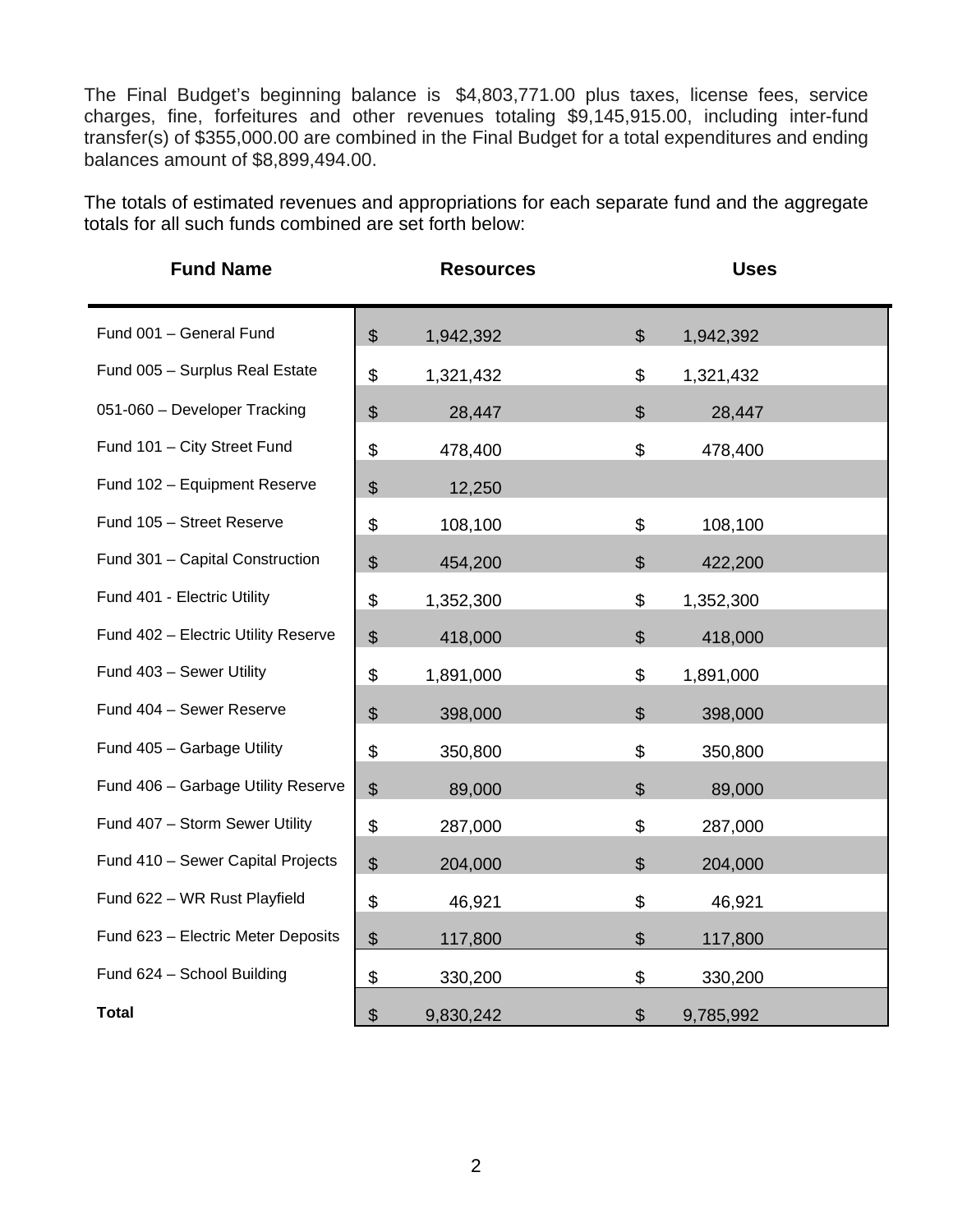The Final Budget's beginning balance is $4,803,771.00 plus taxes, license fees, service charges, fine, forfeitures and other revenues totaling $9,145,915.00, including inter-fund transfer(s) of $355,000.00 are combined in the Final Budget for a total expenditures and ending balances amount of $8,899,494.00.

The totals of estimated revenues and appropriations for each separate fund and the aggregate totals for all such funds combined are set forth below:

| Fund Name | Resources | Uses |
|---|---|---|
| Fund 001 – General Fund | $ 1,942,392 | $ 1,942,392 |
| Fund 005 – Surplus Real Estate | $ 1,321,432 | $ 1,321,432 |
| 051-060 – Developer Tracking | $ 28,447 | $ 28,447 |
| Fund 101 – City Street Fund | $ 478,400 | $ 478,400 |
| Fund 102 – Equipment Reserve | $ 12,250 | |
| Fund 105 – Street Reserve | $ 108,100 | $ 108,100 |
| Fund 301 – Capital Construction | $ 454,200 | $ 422,200 |
| Fund 401 - Electric Utility | $ 1,352,300 | $ 1,352,300 |
| Fund 402 – Electric Utility Reserve | $ 418,000 | $ 418,000 |
| Fund 403 – Sewer Utility | $ 1,891,000 | $ 1,891,000 |
| Fund 404 – Sewer Reserve | $ 398,000 | $ 398,000 |
| Fund 405 – Garbage Utility | $ 350,800 | $ 350,800 |
| Fund 406 – Garbage Utility Reserve | $ 89,000 | $ 89,000 |
| Fund 407 – Storm Sewer Utility | $ 287,000 | $ 287,000 |
| Fund 410 – Sewer Capital Projects | $ 204,000 | $ 204,000 |
| Fund 622 – WR Rust Playfield | $ 46,921 | $ 46,921 |
| Fund 623 – Electric Meter Deposits | $ 117,800 | $ 117,800 |
| Fund 624 – School Building | $ 330,200 | $ 330,200 |
| **Total** | $ 9,830,242 | $ 9,785,992 |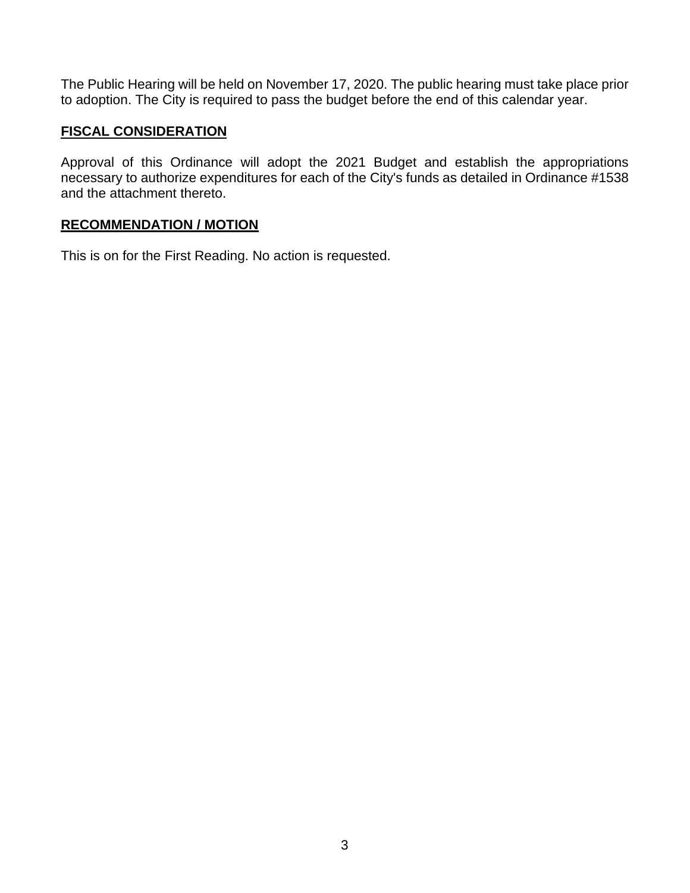The Public Hearing will be held on November 17, 2020. The public hearing must take place prior to adoption. The City is required to pass the budget before the end of this calendar year.

## **FISCAL CONSIDERATION**

Approval of this Ordinance will adopt the 2021 Budget and establish the appropriations necessary to authorize expenditures for each of the City's funds as detailed in Ordinance #1538 and the attachment thereto.

## **RECOMMENDATION / MOTION**

This is on for the First Reading. No action is requested.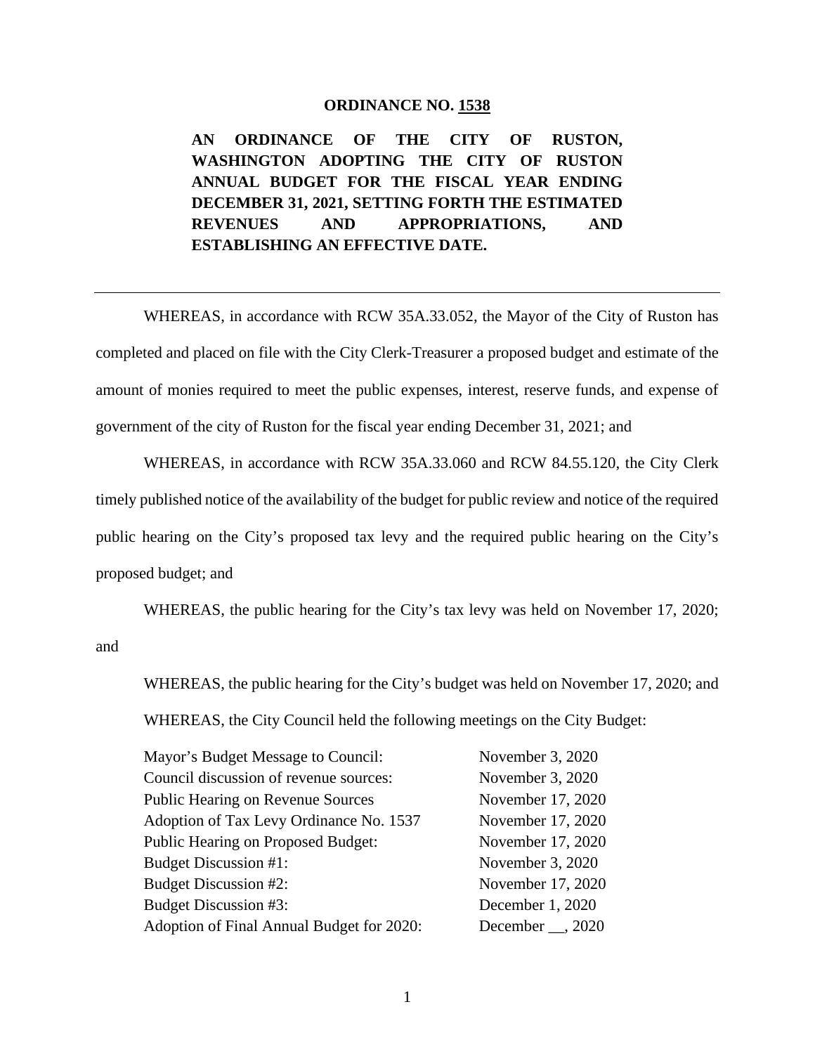**ORDINANCE NO. 1538**

**AN ORDINANCE OF THE CITY OF RUSTON, WASHINGTON ADOPTING THE CITY OF RUSTON ANNUAL BUDGET FOR THE FISCAL YEAR ENDING DECEMBER 31, 2021, SETTING FORTH THE ESTIMATED REVENUES AND APPROPRIATIONS, AND ESTABLISHING AN EFFECTIVE DATE.**

---

WHEREAS, in accordance with RCW 35A.33.052, the Mayor of the City of Ruston has completed and placed on file with the City Clerk-Treasurer a proposed budget and estimate of the amount of monies required to meet the public expenses, interest, reserve funds, and expense of government of the city of Ruston for the fiscal year ending December 31, 2021; and

WHEREAS, in accordance with RCW 35A.33.060 and RCW 84.55.120, the City Clerk timely published notice of the availability of the budget for public review and notice of the required public hearing on the City's proposed tax levy and the required public hearing on the City's proposed budget; and

WHEREAS, the public hearing for the City's tax levy was held on November 17, 2020; and

WHEREAS, the public hearing for the City's budget was held on November 17, 2020; and

WHEREAS, the City Council held the following meetings on the City Budget:

| | |
|---|---|
| Mayor's Budget Message to Council: | November 3, 2020 |
| Council discussion of revenue sources: | November 3, 2020 |
| Public Hearing on Revenue Sources | November 17, 2020 |
| Adoption of Tax Levy Ordinance No. 1537 | November 17, 2020 |
| Public Hearing on Proposed Budget: | November 17, 2020 |
| Budget Discussion #1: | November 3, 2020 |
| Budget Discussion #2: | November 17, 2020 |
| Budget Discussion #3: | December 1, 2020 |
| Adoption of Final Annual Budget for 2020: | December __, 2020 |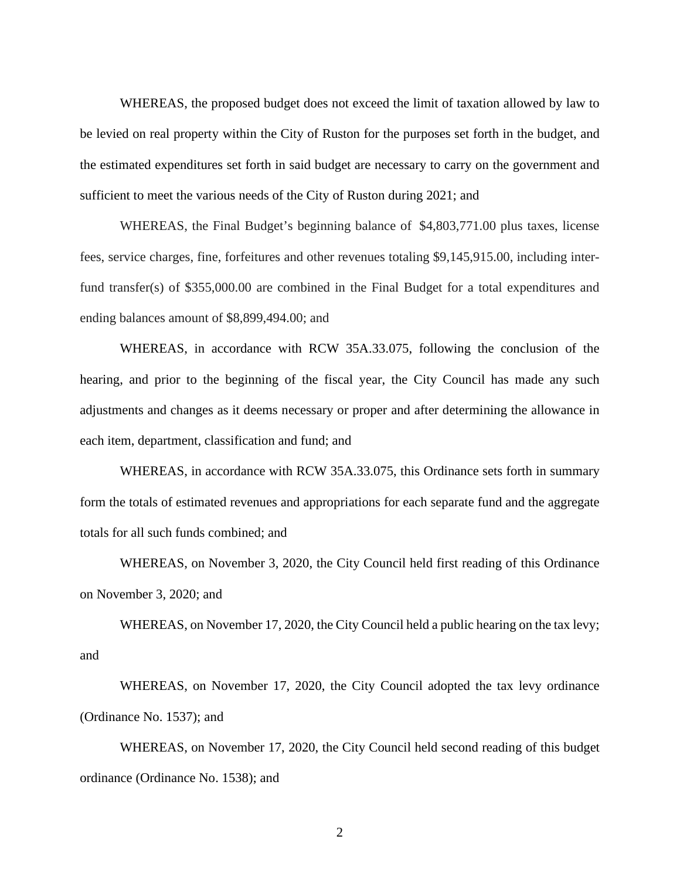WHEREAS, the proposed budget does not exceed the limit of taxation allowed by law to be levied on real property within the City of Ruston for the purposes set forth in the budget, and the estimated expenditures set forth in said budget are necessary to carry on the government and sufficient to meet the various needs of the City of Ruston during 2021; and

WHEREAS, the Final Budget's beginning balance of $4,803,771.00 plus taxes, license fees, service charges, fine, forfeitures and other revenues totaling $9,145,915.00, including inter-fund transfer(s) of $355,000.00 are combined in the Final Budget for a total expenditures and ending balances amount of $8,899,494.00; and

WHEREAS, in accordance with RCW 35A.33.075, following the conclusion of the hearing, and prior to the beginning of the fiscal year, the City Council has made any such adjustments and changes as it deems necessary or proper and after determining the allowance in each item, department, classification and fund; and

WHEREAS, in accordance with RCW 35A.33.075, this Ordinance sets forth in summary form the totals of estimated revenues and appropriations for each separate fund and the aggregate totals for all such funds combined; and

WHEREAS, on November 3, 2020, the City Council held first reading of this Ordinance on November 3, 2020; and

WHEREAS, on November 17, 2020, the City Council held a public hearing on the tax levy; and

WHEREAS, on November 17, 2020, the City Council adopted the tax levy ordinance (Ordinance No. 1537); and

WHEREAS, on November 17, 2020, the City Council held second reading of this budget ordinance (Ordinance No. 1538); and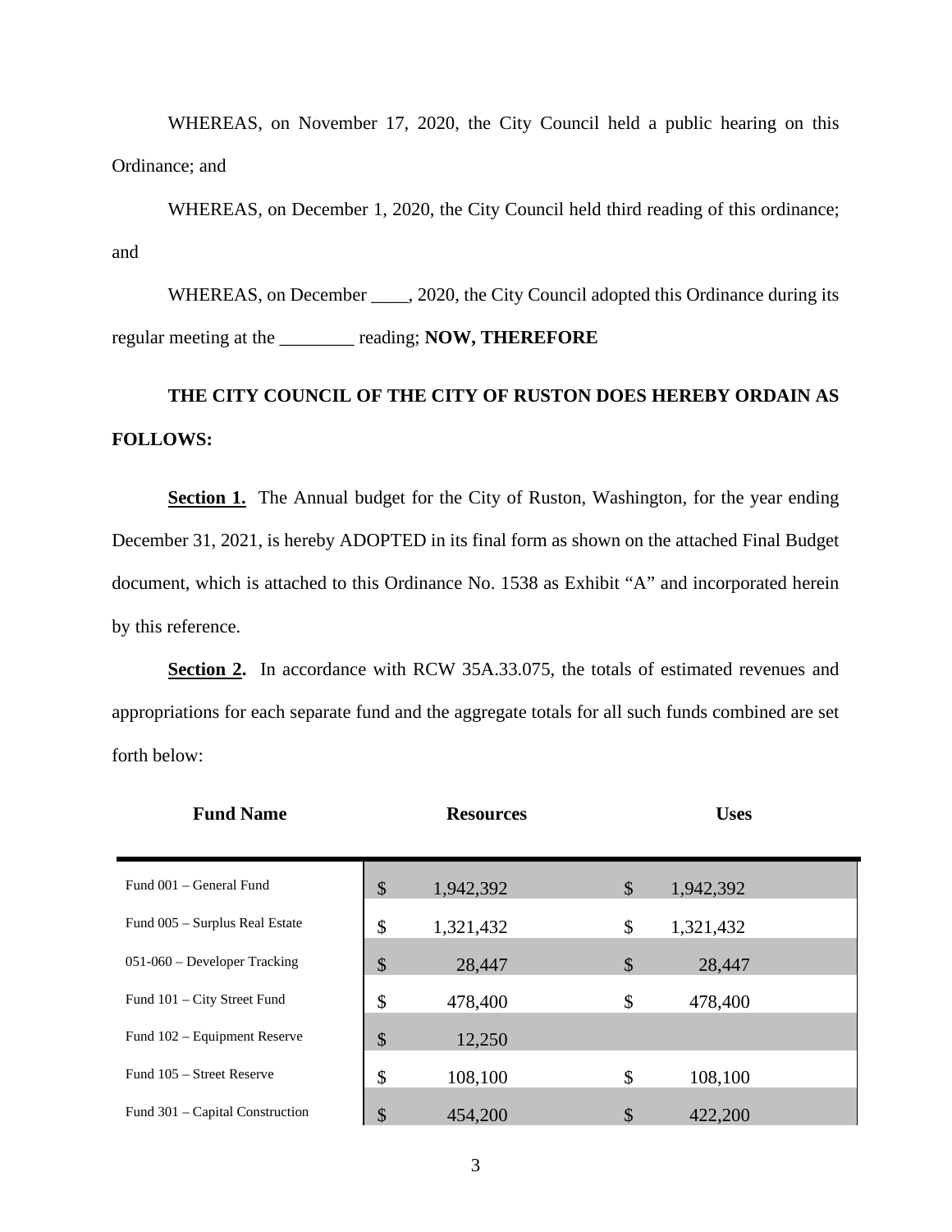WHEREAS, on November 17, 2020, the City Council held a public hearing on this Ordinance; and

WHEREAS, on December 1, 2020, the City Council held third reading of this ordinance; and

WHEREAS, on December ____, 2020, the City Council adopted this Ordinance during its regular meeting at the ________ reading; **NOW, THEREFORE**

**THE CITY COUNCIL OF THE CITY OF RUSTON DOES HEREBY ORDAIN AS FOLLOWS:**

**Section 1.** The Annual budget for the City of Ruston, Washington, for the year ending December 31, 2021, is hereby ADOPTED in its final form as shown on the attached Final Budget document, which is attached to this Ordinance No. 1538 as Exhibit "A" and incorporated herein by this reference.

**Section 2.** In accordance with RCW 35A.33.075, the totals of estimated revenues and appropriations for each separate fund and the aggregate totals for all such funds combined are set forth below:

| Fund Name | Resources | Uses |
|---|---|---|
| Fund 001 – General Fund | $ 1,942,392 | $ 1,942,392 |
| Fund 005 – Surplus Real Estate | $ 1,321,432 | $ 1,321,432 |
| 051-060 – Developer Tracking | $ 28,447 | $ 28,447 |
| Fund 101 – City Street Fund | $ 478,400 | $ 478,400 |
| Fund 102 – Equipment Reserve | $ 12,250 | |
| Fund 105 – Street Reserve | $ 108,100 | $ 108,100 |
| Fund 301 – Capital Construction | $ 454,200 | $ 422,200 |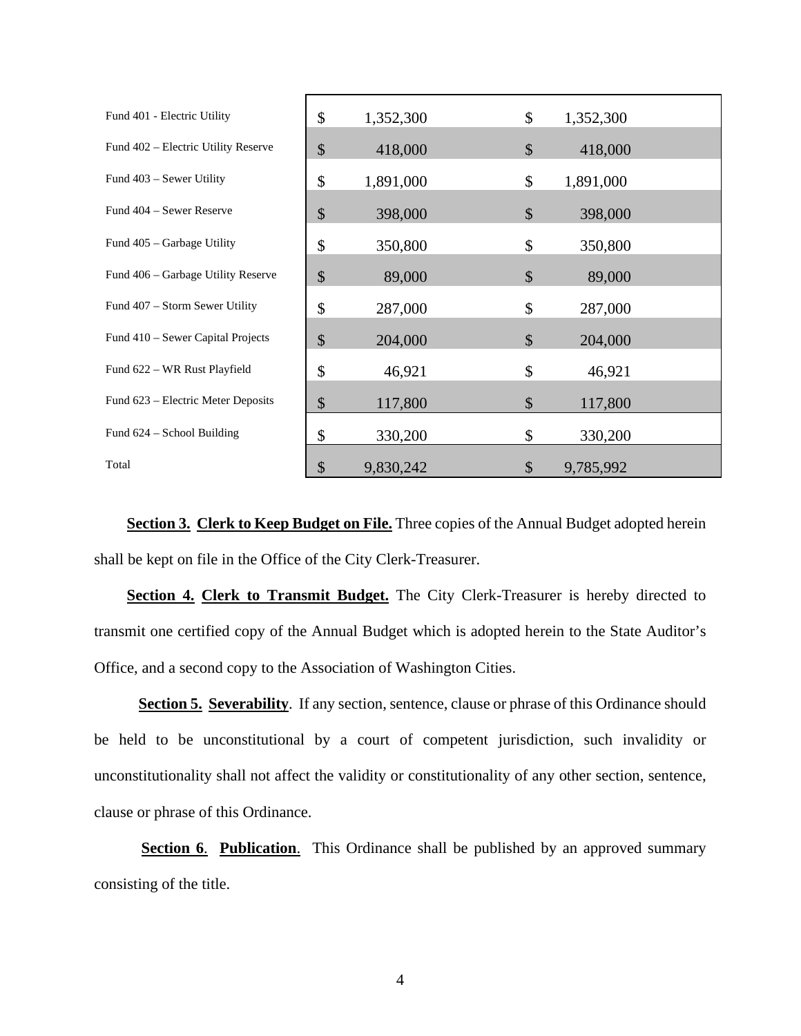| | | |
|---|---|---|
| Fund 401 - Electric Utility | $ 1,352,300 | $ 1,352,300 |
| Fund 402 – Electric Utility Reserve | $ 418,000 | $ 418,000 |
| Fund 403 – Sewer Utility | $ 1,891,000 | $ 1,891,000 |
| Fund 404 – Sewer Reserve | $ 398,000 | $ 398,000 |
| Fund 405 – Garbage Utility | $ 350,800 | $ 350,800 |
| Fund 406 – Garbage Utility Reserve | $ 89,000 | $ 89,000 |
| Fund 407 – Storm Sewer Utility | $ 287,000 | $ 287,000 |
| Fund 410 – Sewer Capital Projects | $ 204,000 | $ 204,000 |
| Fund 622 – WR Rust Playfield | $ 46,921 | $ 46,921 |
| Fund 623 – Electric Meter Deposits | $ 117,800 | $ 117,800 |
| Fund 624 – School Building | $ 330,200 | $ 330,200 |
| Total | $ 9,830,242 | $ 9,785,992 |

**<u>Section 3. Clerk to Keep Budget on File.</u>** Three copies of the Annual Budget adopted herein shall be kept on file in the Office of the City Clerk-Treasurer.

**<u>Section 4.</u> <u>Clerk to Transmit Budget.</u>** The City Clerk-Treasurer is hereby directed to transmit one certified copy of the Annual Budget which is adopted herein to the State Auditor's Office, and a second copy to the Association of Washington Cities.

**<u>Section 5.</u> <u>Severability</u>**. If any section, sentence, clause or phrase of this Ordinance should be held to be unconstitutional by a court of competent jurisdiction, such invalidity or unconstitutionality shall not affect the validity or constitutionality of any other section, sentence, clause or phrase of this Ordinance.

**<u>Section 6</u>**. **<u>Publication</u>**. This Ordinance shall be published by an approved summary consisting of the title.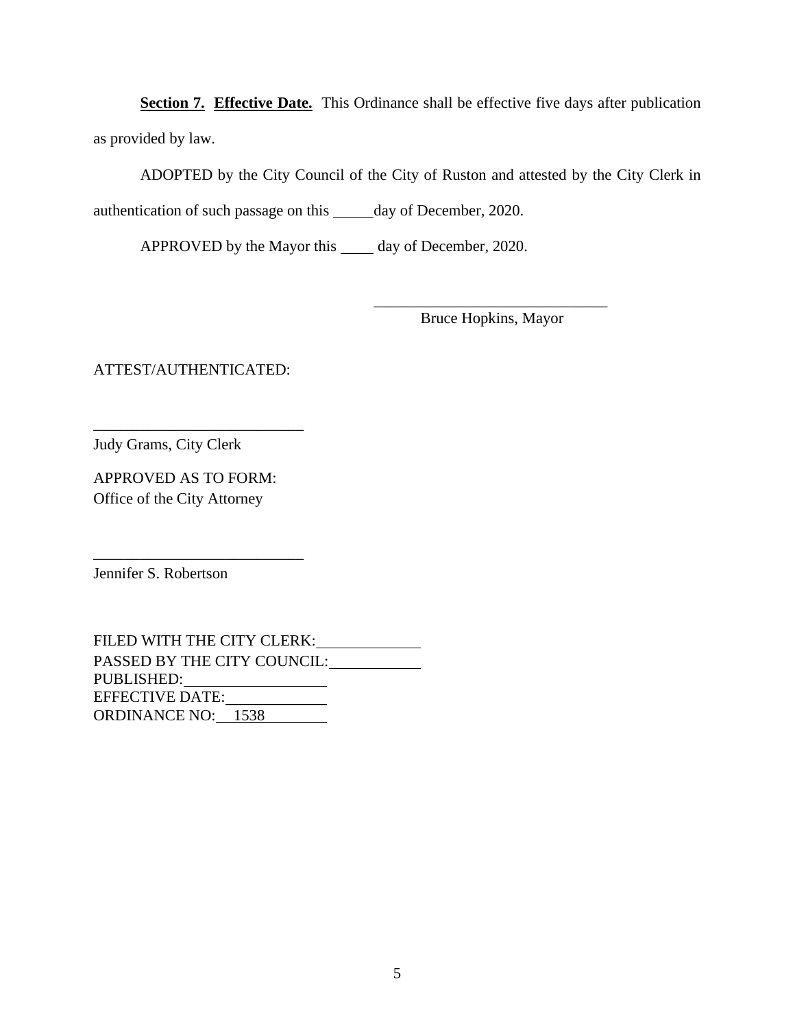**Section 7. Effective Date.** This Ordinance shall be effective five days after publication as provided by law.

ADOPTED by the City Council of the City of Ruston and attested by the City Clerk in authentication of such passage on this _____ day of December, 2020.

APPROVED by the Mayor this ____ day of December, 2020.

______________________________
Bruce Hopkins, Mayor

ATTEST/AUTHENTICATED:

___________________________
Judy Grams, City Clerk

APPROVED AS TO FORM:
Office of the City Attorney

___________________________
Jennifer S. Robertson

FILED WITH THE CITY CLERK: ____________
PASSED BY THE CITY COUNCIL: ____________
PUBLISHED: ____________
EFFECTIVE DATE: ____________
ORDINANCE NO: 1538